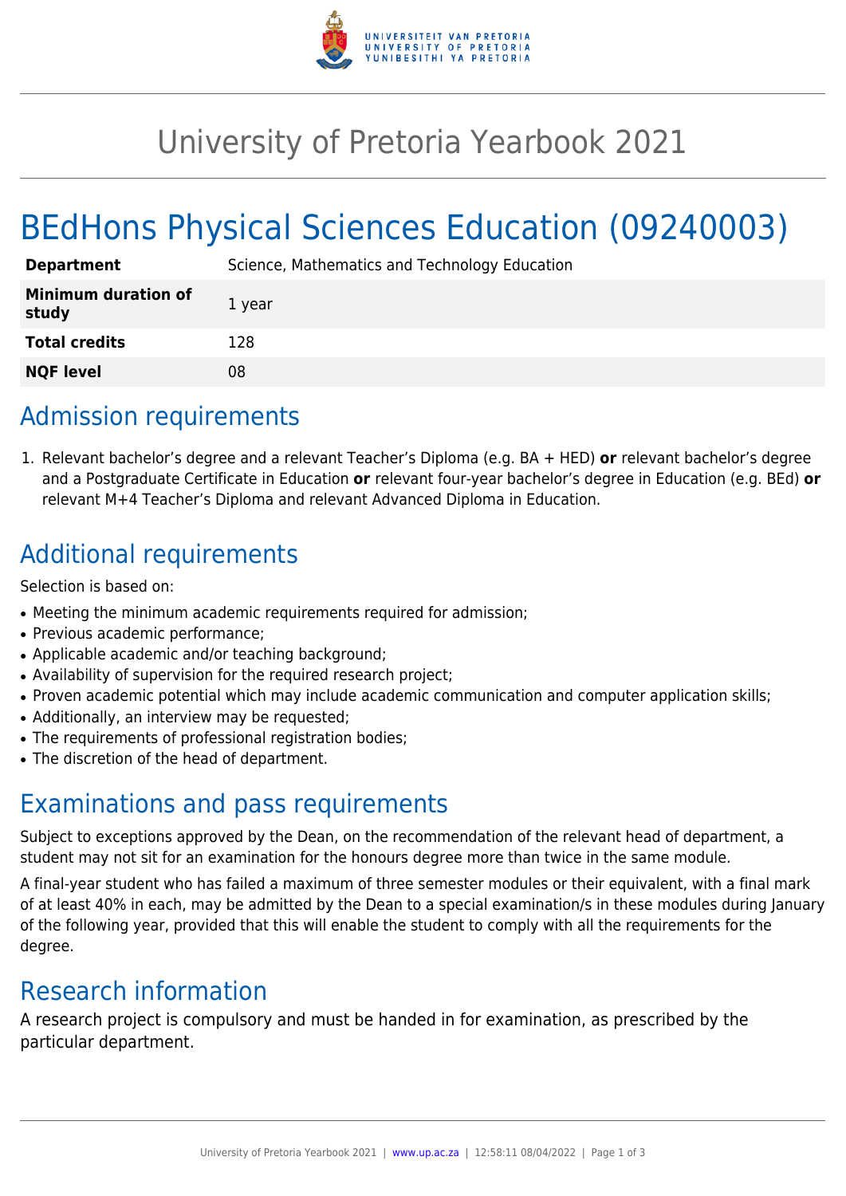# University of Pretoria Yearbook 2021

# BEdHons Physical Sciences Education (09240003)

| **Department** | Science, Mathematics and Technology Education |
|---|---|
| **Minimum duration of study** | 1 year |
| **Total credits** | 128 |
| **NQF level** | 08 |

## Admission requirements

1. Relevant bachelor's degree and a relevant Teacher's Diploma (e.g. BA + HED) **or** relevant bachelor's degree and a Postgraduate Certificate in Education **or** relevant four-year bachelor's degree in Education (e.g. BEd) **or** relevant M+4 Teacher's Diploma and relevant Advanced Diploma in Education.

## Additional requirements

Selection is based on:

- Meeting the minimum academic requirements required for admission;
- Previous academic performance;
- Applicable academic and/or teaching background;
- Availability of supervision for the required research project;
- Proven academic potential which may include academic communication and computer application skills;
- Additionally, an interview may be requested;
- The requirements of professional registration bodies;
- The discretion of the head of department.

## Examinations and pass requirements

Subject to exceptions approved by the Dean, on the recommendation of the relevant head of department, a student may not sit for an examination for the honours degree more than twice in the same module.

A final-year student who has failed a maximum of three semester modules or their equivalent, with a final mark of at least 40% in each, may be admitted by the Dean to a special examination/s in these modules during January of the following year, provided that this will enable the student to comply with all the requirements for the degree.

## Research information

A research project is compulsory and must be handed in for examination, as prescribed by the particular department.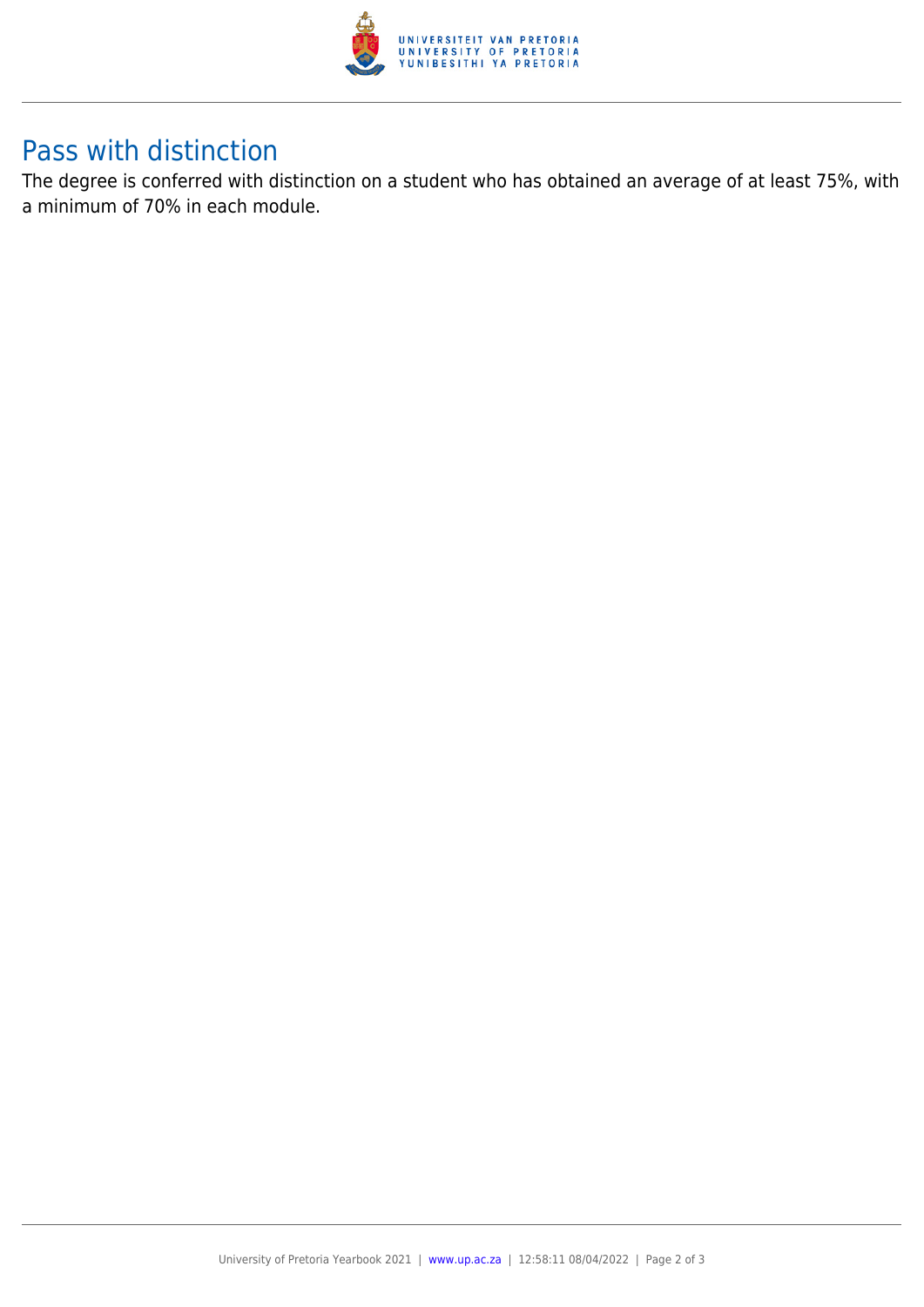## Pass with distinction

The degree is conferred with distinction on a student who has obtained an average of at least 75%, with a minimum of 70% in each module.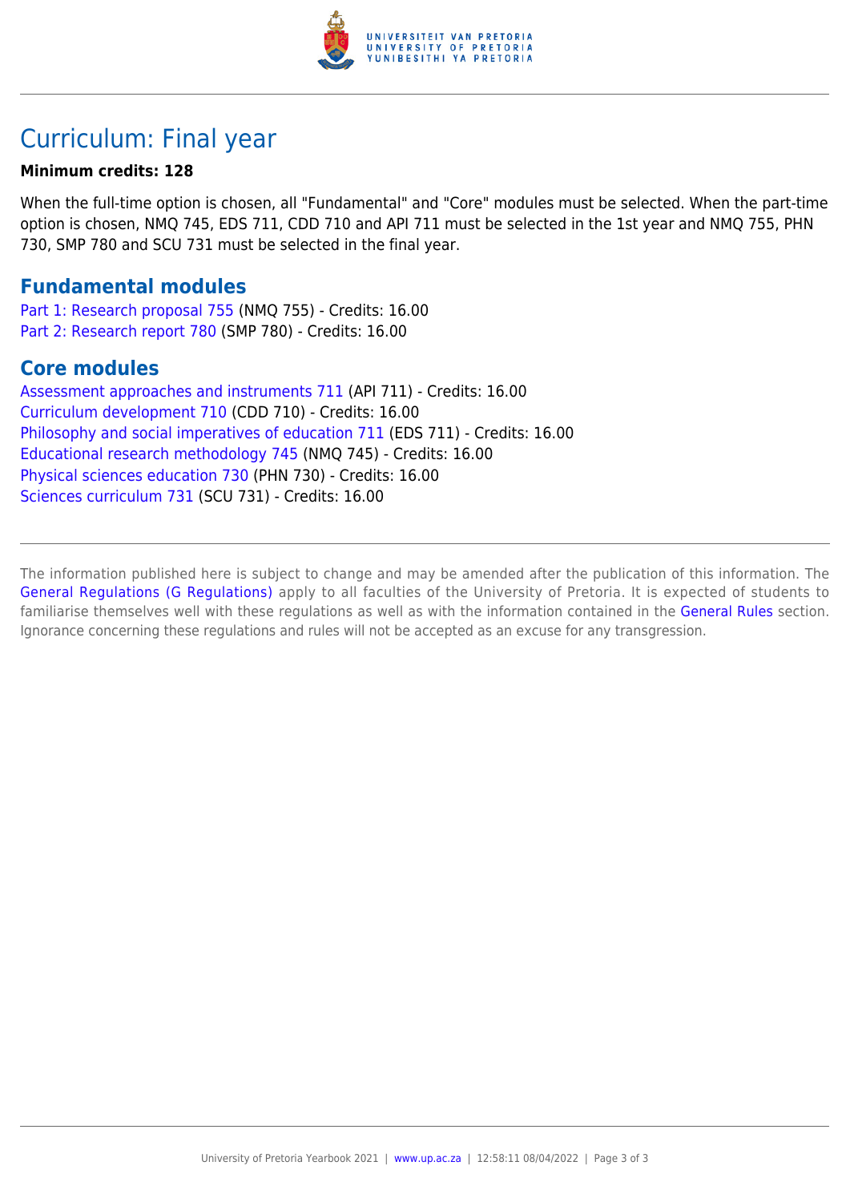# Curriculum: Final year

**Minimum credits: 128**

When the full-time option is chosen, all "Fundamental" and "Core" modules must be selected. When the part-time option is chosen, NMQ 745, EDS 711, CDD 710 and API 711 must be selected in the 1st year and NMQ 755, PHN 730, SMP 780 and SCU 731 must be selected in the final year.

## Fundamental modules

Part 1: Research proposal 755 (NMQ 755) - Credits: 16.00
Part 2: Research report 780 (SMP 780) - Credits: 16.00

## Core modules

Assessment approaches and instruments 711 (API 711) - Credits: 16.00
Curriculum development 710 (CDD 710) - Credits: 16.00
Philosophy and social imperatives of education 711 (EDS 711) - Credits: 16.00
Educational research methodology 745 (NMQ 745) - Credits: 16.00
Physical sciences education 730 (PHN 730) - Credits: 16.00
Sciences curriculum 731 (SCU 731) - Credits: 16.00

The information published here is subject to change and may be amended after the publication of this information. The General Regulations (G Regulations) apply to all faculties of the University of Pretoria. It is expected of students to familiarise themselves well with these regulations as well as with the information contained in the General Rules section. Ignorance concerning these regulations and rules will not be accepted as an excuse for any transgression.